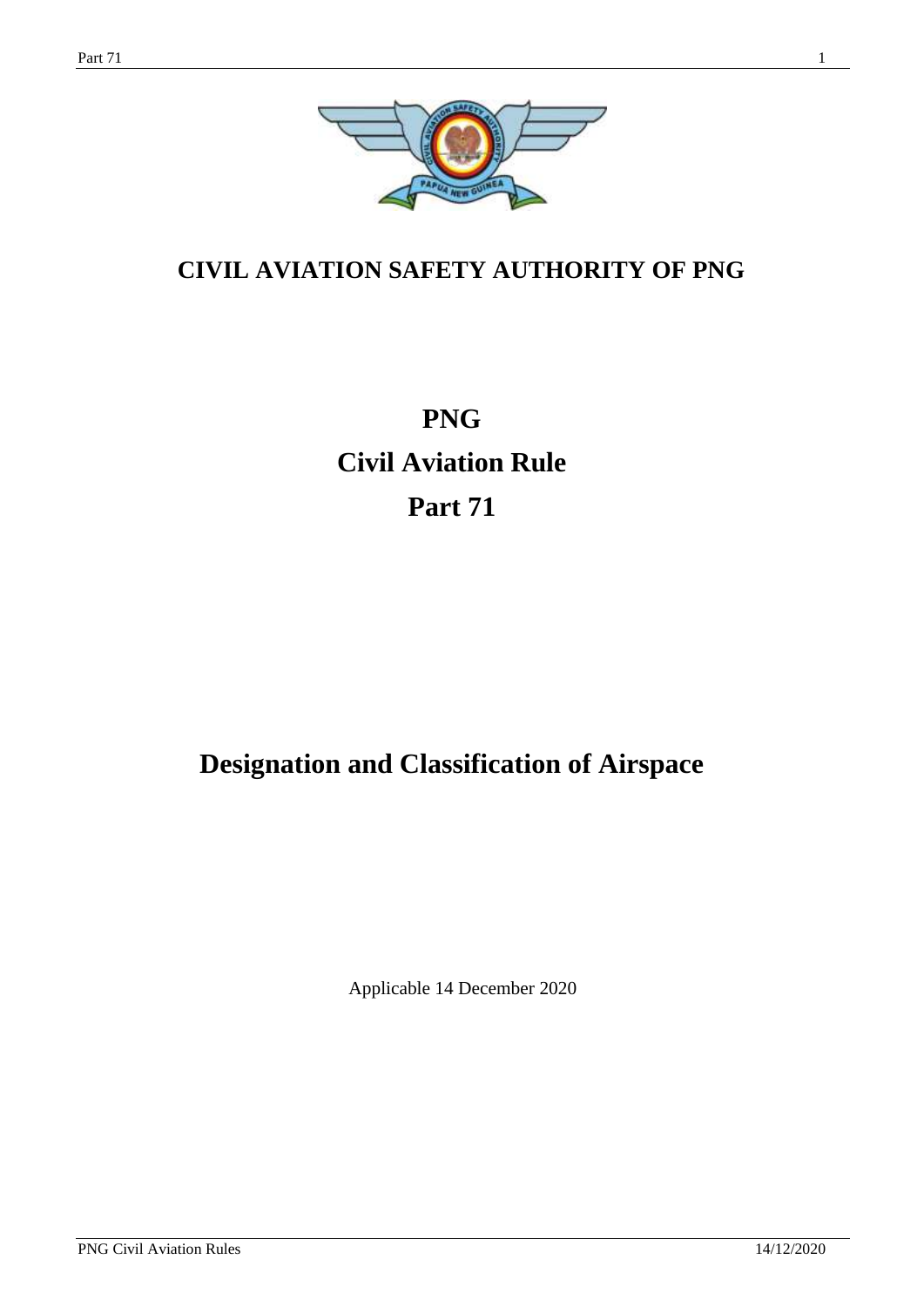# CIVIL AVIATION SAFETY AUTHORITY OF PNG

# PNG
# Civil Aviation Rule
# Part 71

# Designation and Classification of Airspace

Applicable 14 December 2020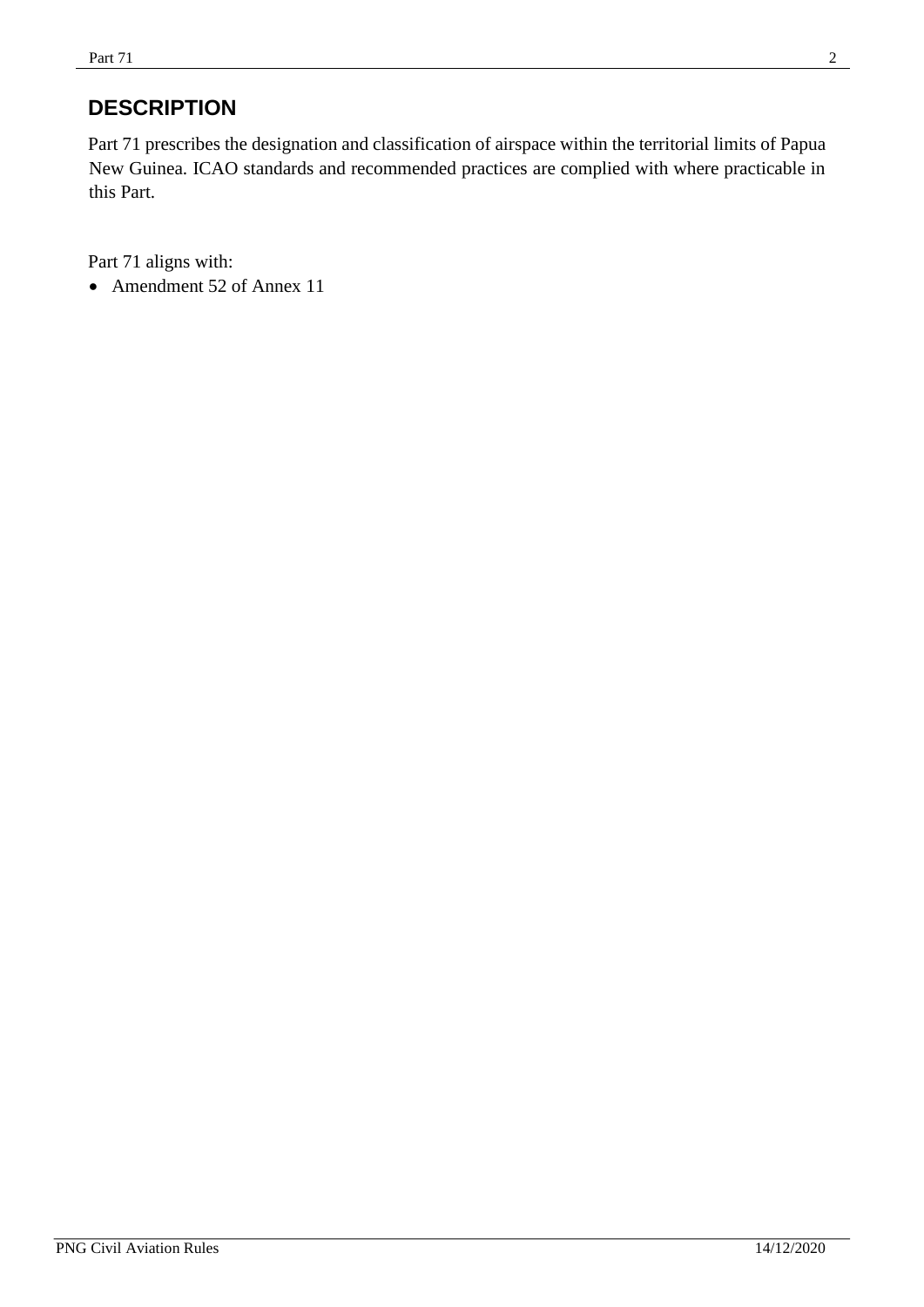## DESCRIPTION

Part 71 prescribes the designation and classification of airspace within the territorial limits of Papua New Guinea. ICAO standards and recommended practices are complied with where practicable in this Part.

Part 71 aligns with:

- Amendment 52 of Annex 11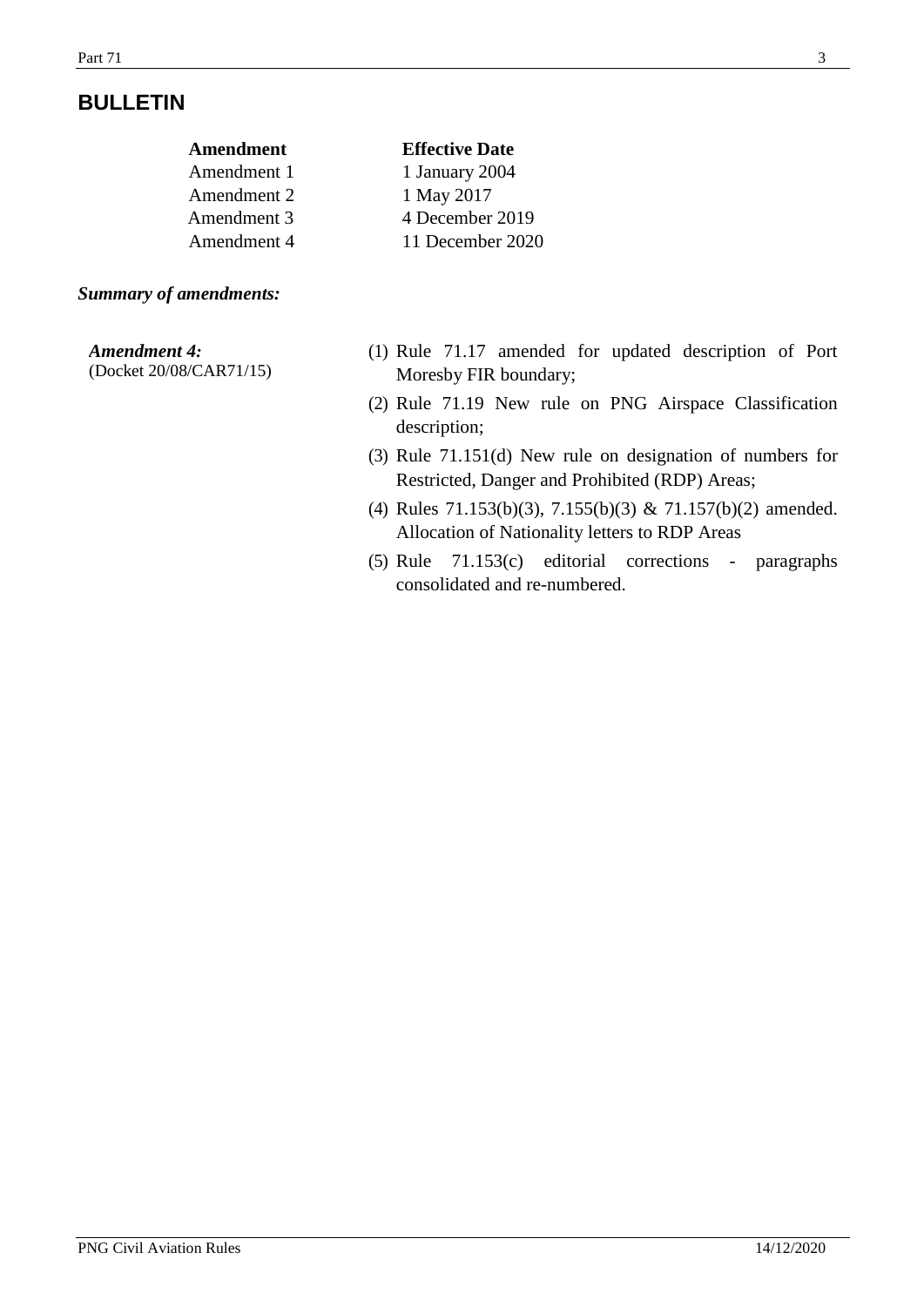## BULLETIN

| Amendment | Effective Date |
|---|---|
| Amendment 1 | 1 January 2004 |
| Amendment 2 | 1 May 2017 |
| Amendment 3 | 4 December 2019 |
| Amendment 4 | 11 December 2020 |

***Summary of amendments:***

***Amendment 4:***
(Docket 20/08/CAR71/15)

(1) Rule 71.17 amended for updated description of Port Moresby FIR boundary;

(2) Rule 71.19 New rule on PNG Airspace Classification description;

(3) Rule 71.151(d) New rule on designation of numbers for Restricted, Danger and Prohibited (RDP) Areas;

(4) Rules 71.153(b)(3), 7.155(b)(3) & 71.157(b)(2) amended. Allocation of Nationality letters to RDP Areas

(5) Rule 71.153(c) editorial corrections - paragraphs consolidated and re-numbered.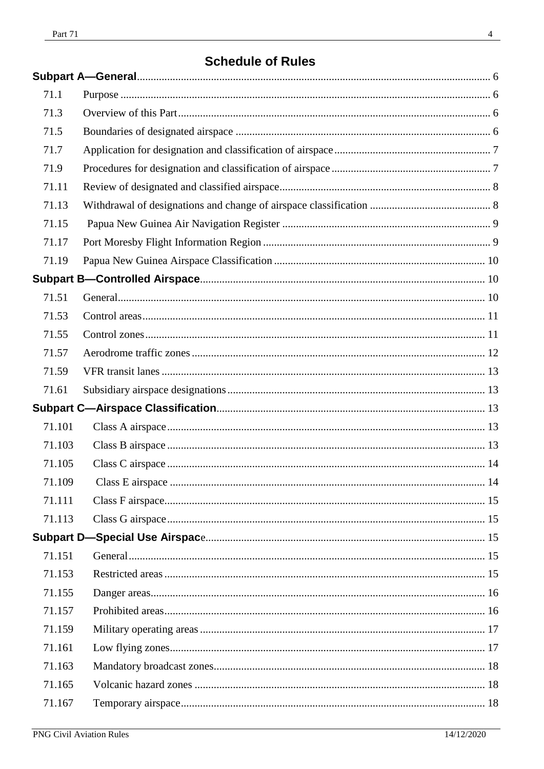# Schedule of Rules

**Subpart A—General** ... 6

| | | |
|---|---|---|
| 71.1 | Purpose | 6 |
| 71.3 | Overview of this Part | 6 |
| 71.5 | Boundaries of designated airspace | 6 |
| 71.7 | Application for designation and classification of airspace | 7 |
| 71.9 | Procedures for designation and classification of airspace | 7 |
| 71.11 | Review of designated and classified airspace | 8 |
| 71.13 | Withdrawal of designations and change of airspace classification | 8 |
| 71.15 | Papua New Guinea Air Navigation Register | 9 |
| 71.17 | Port Moresby Flight Information Region | 9 |
| 71.19 | Papua New Guinea Airspace Classification | 10 |

**Subpart B—Controlled Airspace** ... 10

| | | |
|---|---|---|
| 71.51 | General | 10 |
| 71.53 | Control areas | 11 |
| 71.55 | Control zones | 11 |
| 71.57 | Aerodrome traffic zones | 12 |
| 71.59 | VFR transit lanes | 13 |
| 71.61 | Subsidiary airspace designations | 13 |

**Subpart C—Airspace Classification** ... 13

| | | |
|---|---|---|
| 71.101 | Class A airspace | 13 |
| 71.103 | Class B airspace | 13 |
| 71.105 | Class C airspace | 14 |
| 71.109 | Class E airspace | 14 |
| 71.111 | Class F airspace | 15 |
| 71.113 | Class G airspace | 15 |

**Subpart D—Special Use Airspace** ... 15

| | | |
|---|---|---|
| 71.151 | General | 15 |
| 71.153 | Restricted areas | 15 |
| 71.155 | Danger areas | 16 |
| 71.157 | Prohibited areas | 16 |
| 71.159 | Military operating areas | 17 |
| 71.161 | Low flying zones | 17 |
| 71.163 | Mandatory broadcast zones | 18 |
| 71.165 | Volcanic hazard zones | 18 |
| 71.167 | Temporary airspace | 18 |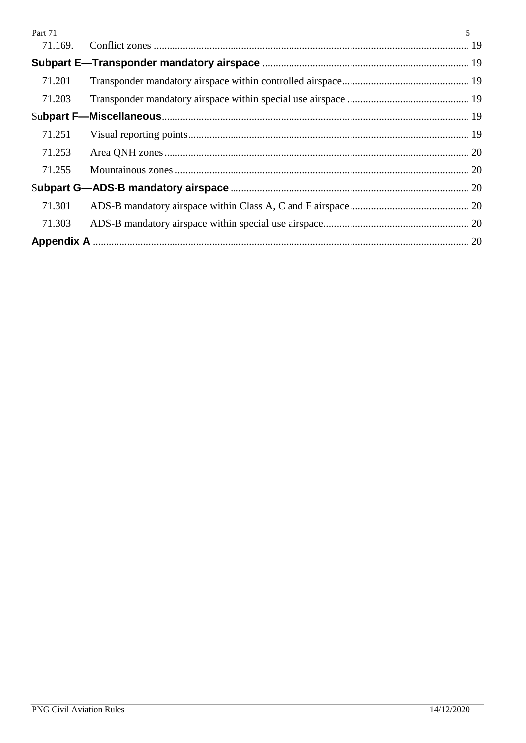| | | |
|---|---|---|
| 71.169. | Conflict zones | 19 |
| **Subpart E—Transponder mandatory airspace** | | 19 |
| 71.201 | Transponder mandatory airspace within controlled airspace | 19 |
| 71.203 | Transponder mandatory airspace within special use airspace | 19 |
| **Subpart F—Miscellaneous** | | 19 |
| 71.251 | Visual reporting points | 19 |
| 71.253 | Area QNH zones | 20 |
| 71.255 | Mountainous zones | 20 |
| **Subpart G—ADS-B mandatory airspace** | | 20 |
| 71.301 | ADS-B mandatory airspace within Class A, C and F airspace | 20 |
| 71.303 | ADS-B mandatory airspace within special use airspace | 20 |
| **Appendix A** | | 20 |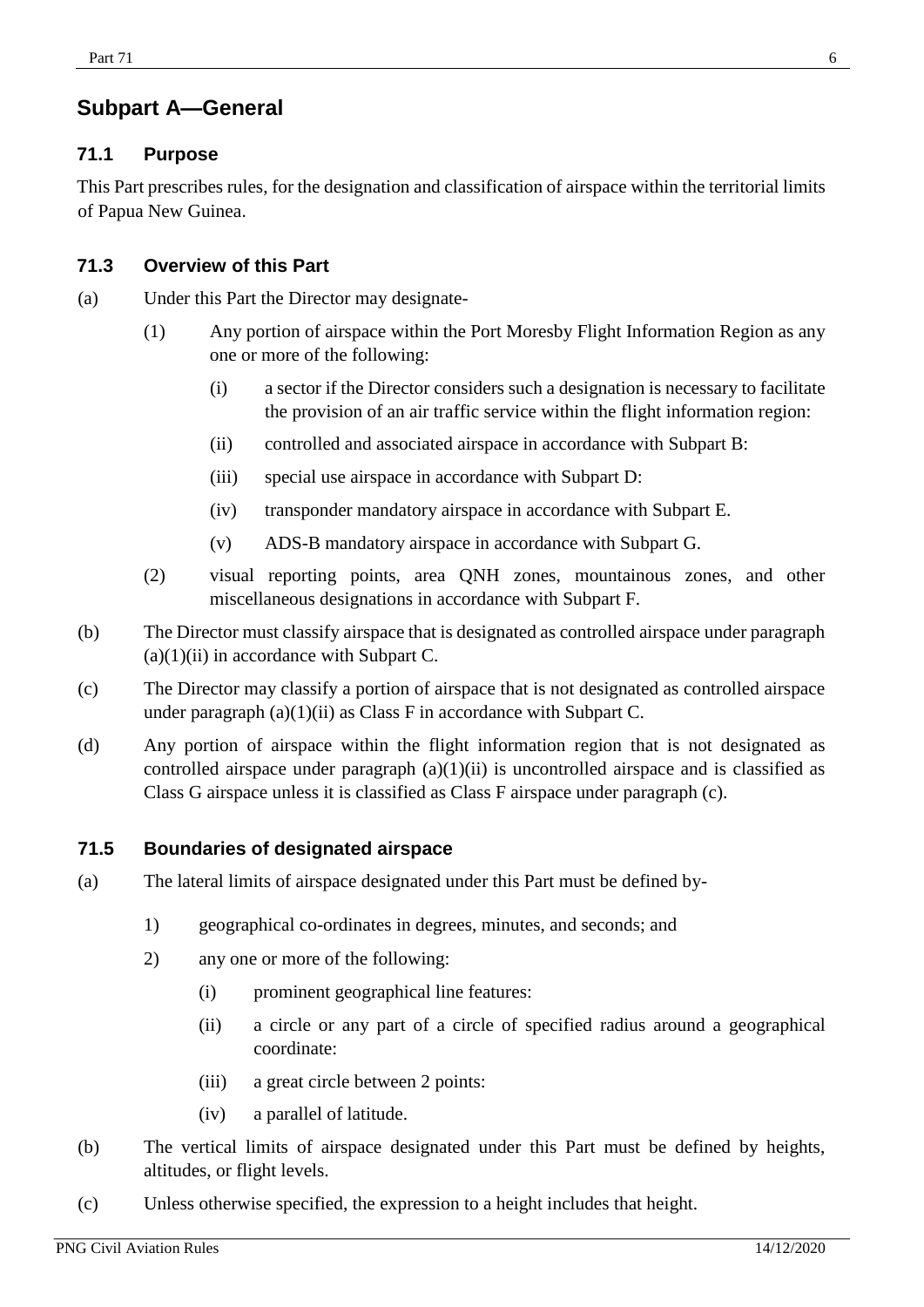## Subpart A—General

### 71.1 Purpose

This Part prescribes rules, for the designation and classification of airspace within the territorial limits of Papua New Guinea.

### 71.3 Overview of this Part

(a) Under this Part the Director may designate-

(1) Any portion of airspace within the Port Moresby Flight Information Region as any one or more of the following:

(i) a sector if the Director considers such a designation is necessary to facilitate the provision of an air traffic service within the flight information region:

(ii) controlled and associated airspace in accordance with Subpart B:

(iii) special use airspace in accordance with Subpart D:

(iv) transponder mandatory airspace in accordance with Subpart E.

(v) ADS-B mandatory airspace in accordance with Subpart G.

(2) visual reporting points, area QNH zones, mountainous zones, and other miscellaneous designations in accordance with Subpart F.

(b) The Director must classify airspace that is designated as controlled airspace under paragraph (a)(1)(ii) in accordance with Subpart C.

(c) The Director may classify a portion of airspace that is not designated as controlled airspace under paragraph (a)(1)(ii) as Class F in accordance with Subpart C.

(d) Any portion of airspace within the flight information region that is not designated as controlled airspace under paragraph (a)(1)(ii) is uncontrolled airspace and is classified as Class G airspace unless it is classified as Class F airspace under paragraph (c).

### 71.5 Boundaries of designated airspace

(a) The lateral limits of airspace designated under this Part must be defined by-

1) geographical co-ordinates in degrees, minutes, and seconds; and

2) any one or more of the following:

(i) prominent geographical line features:

(ii) a circle or any part of a circle of specified radius around a geographical coordinate:

(iii) a great circle between 2 points:

(iv) a parallel of latitude.

(b) The vertical limits of airspace designated under this Part must be defined by heights, altitudes, or flight levels.

(c) Unless otherwise specified, the expression to a height includes that height.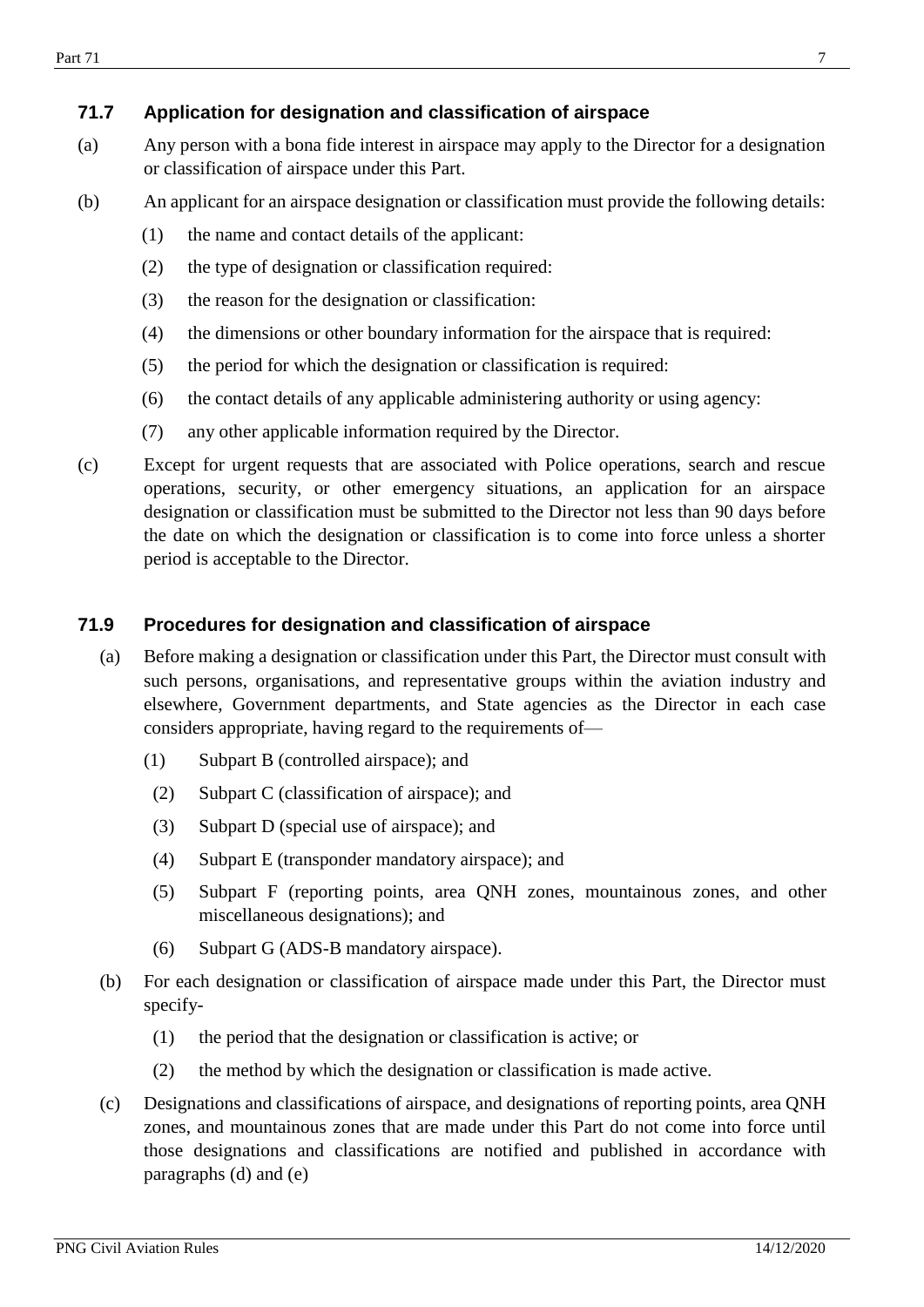### 71.7 Application for designation and classification of airspace

(a) Any person with a bona fide interest in airspace may apply to the Director for a designation or classification of airspace under this Part.

(b) An applicant for an airspace designation or classification must provide the following details:

(1) the name and contact details of the applicant:

(2) the type of designation or classification required:

(3) the reason for the designation or classification:

(4) the dimensions or other boundary information for the airspace that is required:

(5) the period for which the designation or classification is required:

(6) the contact details of any applicable administering authority or using agency:

(7) any other applicable information required by the Director.

(c) Except for urgent requests that are associated with Police operations, search and rescue operations, security, or other emergency situations, an application for an airspace designation or classification must be submitted to the Director not less than 90 days before the date on which the designation or classification is to come into force unless a shorter period is acceptable to the Director.

### 71.9 Procedures for designation and classification of airspace

(a) Before making a designation or classification under this Part, the Director must consult with such persons, organisations, and representative groups within the aviation industry and elsewhere, Government departments, and State agencies as the Director in each case considers appropriate, having regard to the requirements of—

(1) Subpart B (controlled airspace); and

(2) Subpart C (classification of airspace); and

(3) Subpart D (special use of airspace); and

(4) Subpart E (transponder mandatory airspace); and

(5) Subpart F (reporting points, area QNH zones, mountainous zones, and other miscellaneous designations); and

(6) Subpart G (ADS-B mandatory airspace).

(b) For each designation or classification of airspace made under this Part, the Director must specify-

(1) the period that the designation or classification is active; or

(2) the method by which the designation or classification is made active.

(c) Designations and classifications of airspace, and designations of reporting points, area QNH zones, and mountainous zones that are made under this Part do not come into force until those designations and classifications are notified and published in accordance with paragraphs (d) and (e)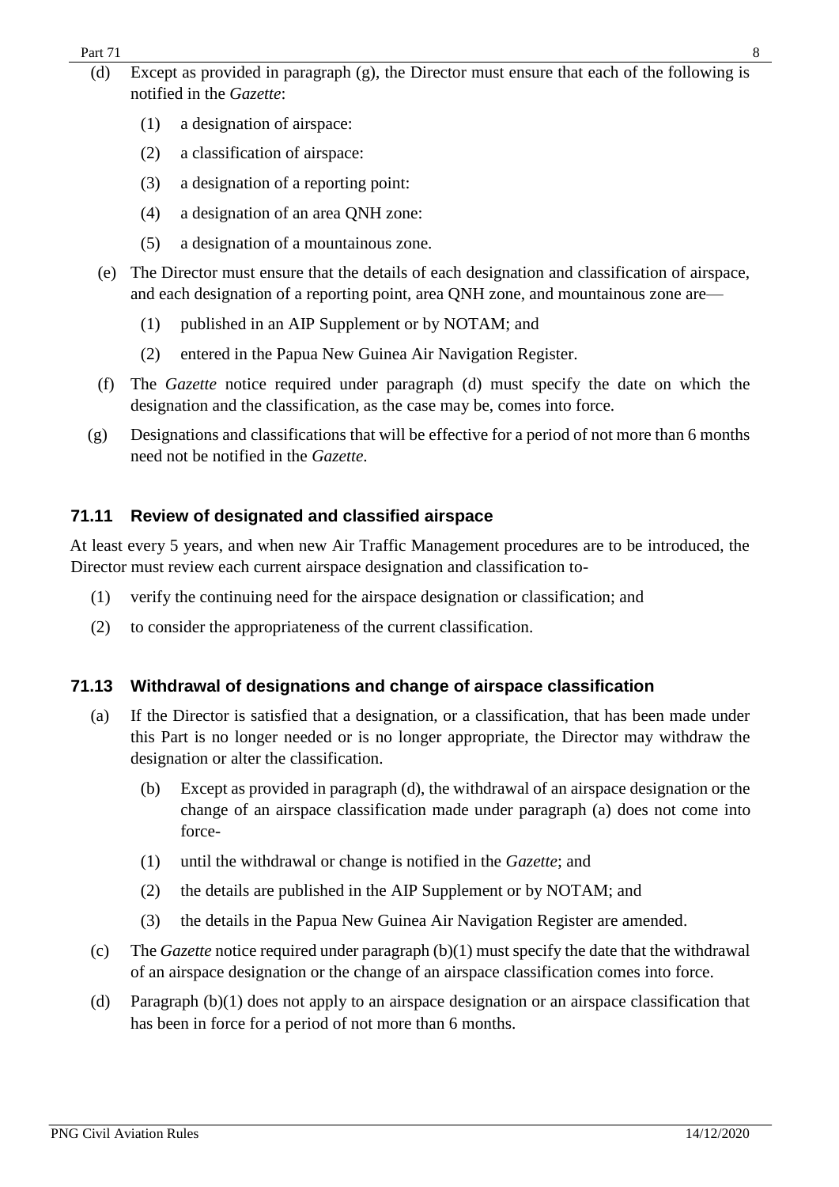(d) Except as provided in paragraph (g), the Director must ensure that each of the following is notified in the *Gazette*:

(1) a designation of airspace:

(2) a classification of airspace:

(3) a designation of a reporting point:

(4) a designation of an area QNH zone:

(5) a designation of a mountainous zone.

(e) The Director must ensure that the details of each designation and classification of airspace, and each designation of a reporting point, area QNH zone, and mountainous zone are—

(1) published in an AIP Supplement or by NOTAM; and

(2) entered in the Papua New Guinea Air Navigation Register.

(f) The *Gazette* notice required under paragraph (d) must specify the date on which the designation and the classification, as the case may be, comes into force.

(g) Designations and classifications that will be effective for a period of not more than 6 months need not be notified in the *Gazette*.

### 71.11 Review of designated and classified airspace

At least every 5 years, and when new Air Traffic Management procedures are to be introduced, the Director must review each current airspace designation and classification to-

(1) verify the continuing need for the airspace designation or classification; and

(2) to consider the appropriateness of the current classification.

### 71.13 Withdrawal of designations and change of airspace classification

(a) If the Director is satisfied that a designation, or a classification, that has been made under this Part is no longer needed or is no longer appropriate, the Director may withdraw the designation or alter the classification.

(b) Except as provided in paragraph (d), the withdrawal of an airspace designation or the change of an airspace classification made under paragraph (a) does not come into force-

(1) until the withdrawal or change is notified in the *Gazette*; and

(2) the details are published in the AIP Supplement or by NOTAM; and

(3) the details in the Papua New Guinea Air Navigation Register are amended.

(c) The *Gazette* notice required under paragraph (b)(1) must specify the date that the withdrawal of an airspace designation or the change of an airspace classification comes into force.

(d) Paragraph (b)(1) does not apply to an airspace designation or an airspace classification that has been in force for a period of not more than 6 months.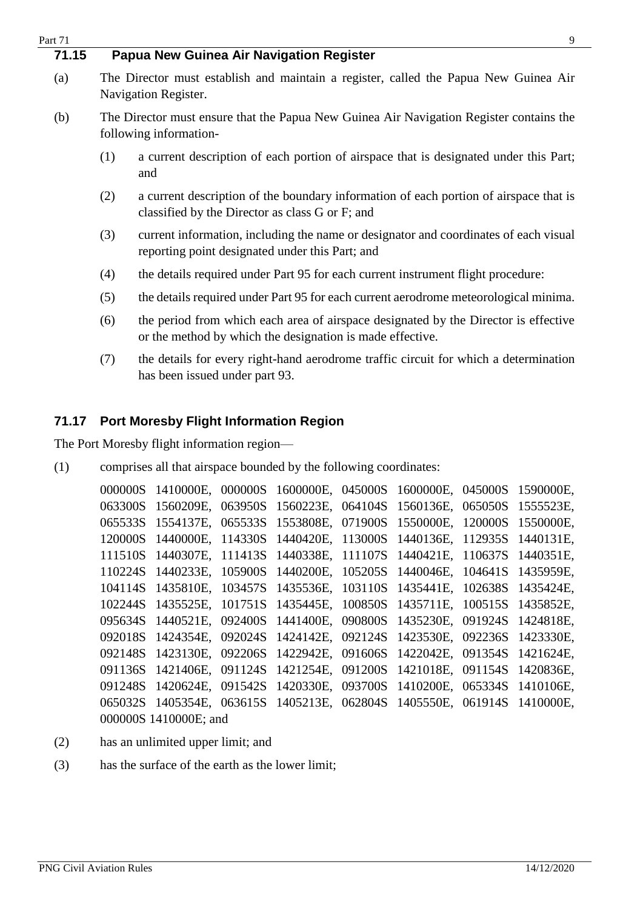## 71.15 Papua New Guinea Air Navigation Register

(a) The Director must establish and maintain a register, called the Papua New Guinea Air Navigation Register.

(b) The Director must ensure that the Papua New Guinea Air Navigation Register contains the following information-

(1) a current description of each portion of airspace that is designated under this Part; and

(2) a current description of the boundary information of each portion of airspace that is classified by the Director as class G or F; and

(3) current information, including the name or designator and coordinates of each visual reporting point designated under this Part; and

(4) the details required under Part 95 for each current instrument flight procedure:

(5) the details required under Part 95 for each current aerodrome meteorological minima.

(6) the period from which each area of airspace designated by the Director is effective or the method by which the designation is made effective.

(7) the details for every right-hand aerodrome traffic circuit for which a determination has been issued under part 93.

## 71.17 Port Moresby Flight Information Region

The Port Moresby flight information region—

(1) comprises all that airspace bounded by the following coordinates:

000000S 1410000E, 000000S 1600000E, 045000S 1600000E, 045000S 1590000E, 063300S 1560209E, 063950S 1560223E, 064104S 1560136E, 065050S 1555523E, 065533S 1554137E, 065533S 1553808E, 071900S 1550000E, 120000S 1550000E, 120000S 1440000E, 114330S 1440420E, 113000S 1440136E, 112935S 1440131E, 111510S 1440307E, 111413S 1440338E, 111107S 1440421E, 110637S 1440351E, 110224S 1440233E, 105900S 1440200E, 105205S 1440046E, 104641S 1435959E, 104114S 1435810E, 103457S 1435536E, 103110S 1435441E, 102638S 1435424E, 102244S 1435525E, 101751S 1435445E, 100850S 1435711E, 100515S 1435852E, 095634S 1440521E, 092400S 1441400E, 090800S 1435230E, 091924S 1424818E, 092018S 1424354E, 092024S 1424142E, 092124S 1423530E, 092236S 1423330E, 092148S 1423130E, 092206S 1422942E, 091606S 1422042E, 091354S 1421624E, 091136S 1421406E, 091124S 1421254E, 091200S 1421018E, 091154S 1420836E, 091248S 1420624E, 091542S 1420330E, 093700S 1410200E, 065334S 1410106E, 065032S 1405354E, 063615S 1405213E, 062804S 1405550E, 061914S 1410000E, 000000S 1410000E; and

(2) has an unlimited upper limit; and

(3) has the surface of the earth as the lower limit;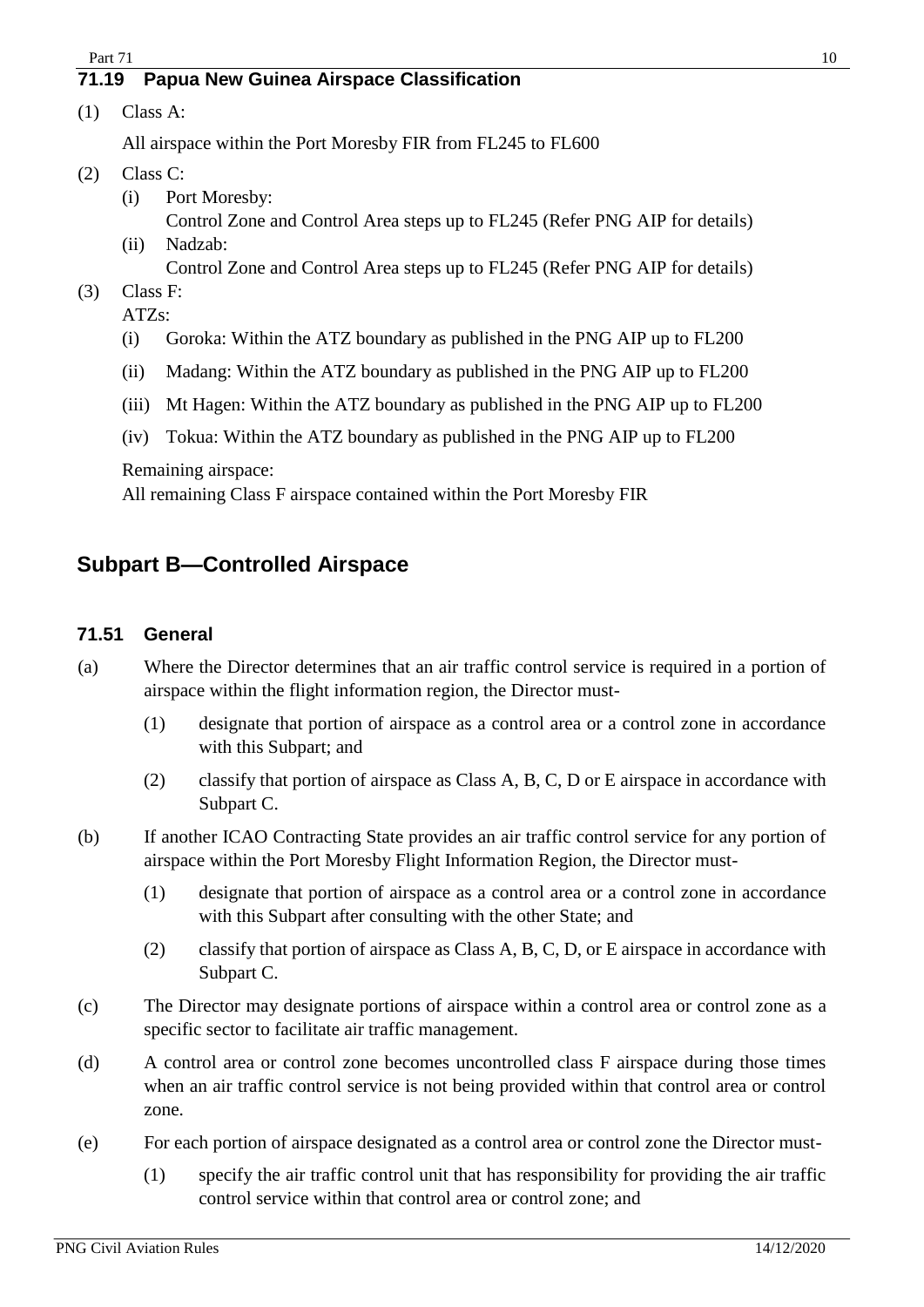### 71.19 Papua New Guinea Airspace Classification

(1) Class A:

All airspace within the Port Moresby FIR from FL245 to FL600

(2) Class C:

(i) Port Moresby:
Control Zone and Control Area steps up to FL245 (Refer PNG AIP for details)

(ii) Nadzab:
Control Zone and Control Area steps up to FL245 (Refer PNG AIP for details)

(3) Class F:

ATZs:

(i) Goroka: Within the ATZ boundary as published in the PNG AIP up to FL200

(ii) Madang: Within the ATZ boundary as published in the PNG AIP up to FL200

(iii) Mt Hagen: Within the ATZ boundary as published in the PNG AIP up to FL200

(iv) Tokua: Within the ATZ boundary as published in the PNG AIP up to FL200

Remaining airspace:
All remaining Class F airspace contained within the Port Moresby FIR

## Subpart B—Controlled Airspace

### 71.51 General

(a) Where the Director determines that an air traffic control service is required in a portion of airspace within the flight information region, the Director must-

(1) designate that portion of airspace as a control area or a control zone in accordance with this Subpart; and

(2) classify that portion of airspace as Class A, B, C, D or E airspace in accordance with Subpart C.

(b) If another ICAO Contracting State provides an air traffic control service for any portion of airspace within the Port Moresby Flight Information Region, the Director must-

(1) designate that portion of airspace as a control area or a control zone in accordance with this Subpart after consulting with the other State; and

(2) classify that portion of airspace as Class A, B, C, D, or E airspace in accordance with Subpart C.

(c) The Director may designate portions of airspace within a control area or control zone as a specific sector to facilitate air traffic management.

(d) A control area or control zone becomes uncontrolled class F airspace during those times when an air traffic control service is not being provided within that control area or control zone.

(e) For each portion of airspace designated as a control area or control zone the Director must-

(1) specify the air traffic control unit that has responsibility for providing the air traffic control service within that control area or control zone; and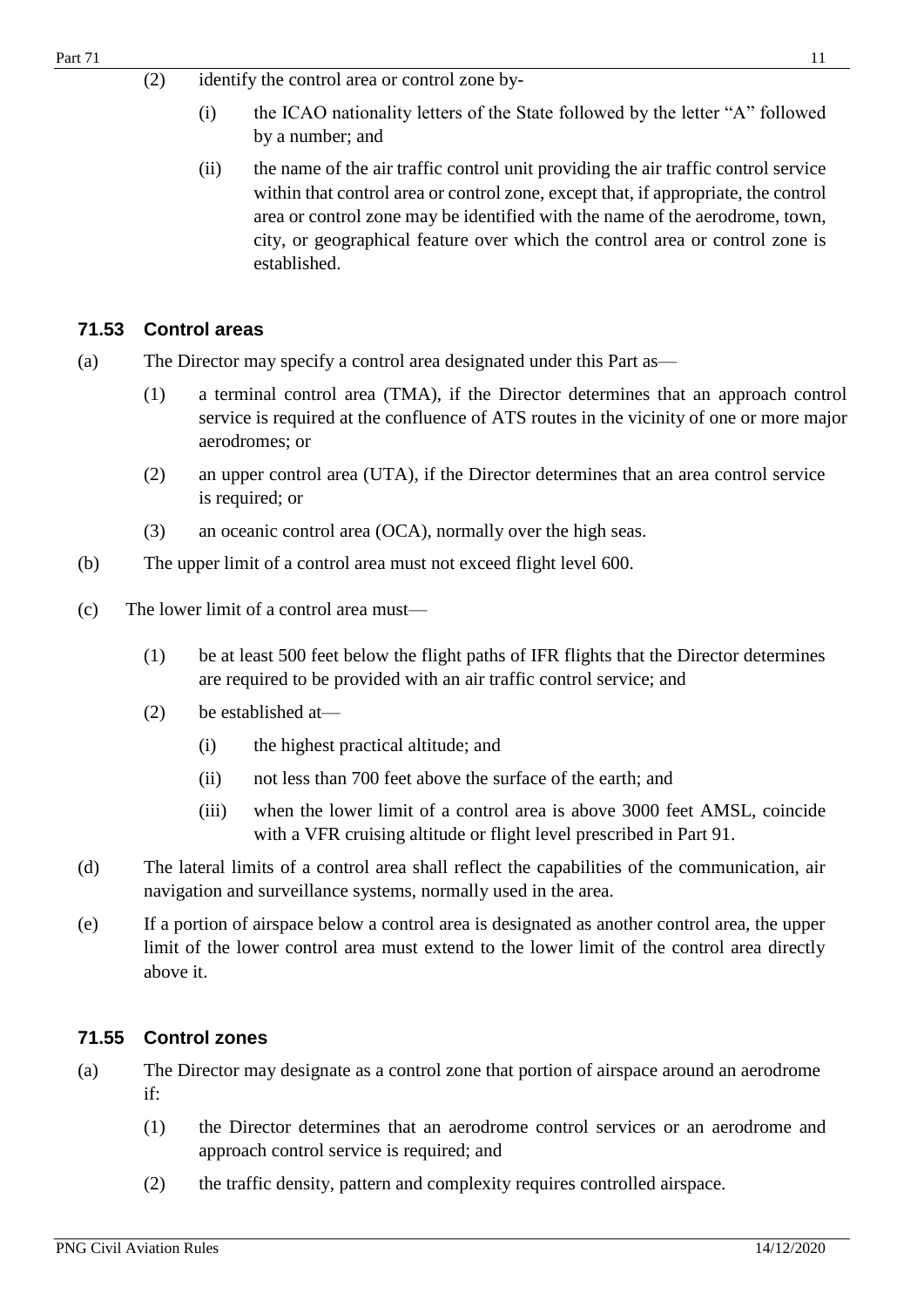(2) identify the control area or control zone by-

(i) the ICAO nationality letters of the State followed by the letter “A” followed by a number; and

(ii) the name of the air traffic control unit providing the air traffic control service within that control area or control zone, except that, if appropriate, the control area or control zone may be identified with the name of the aerodrome, town, city, or geographical feature over which the control area or control zone is established.

### 71.53 Control areas

(a) The Director may specify a control area designated under this Part as—

(1) a terminal control area (TMA), if the Director determines that an approach control service is required at the confluence of ATS routes in the vicinity of one or more major aerodromes; or

(2) an upper control area (UTA), if the Director determines that an area control service is required; or

(3) an oceanic control area (OCA), normally over the high seas.

(b) The upper limit of a control area must not exceed flight level 600.

(c) The lower limit of a control area must—

(1) be at least 500 feet below the flight paths of IFR flights that the Director determines are required to be provided with an air traffic control service; and

(2) be established at—

(i) the highest practical altitude; and

(ii) not less than 700 feet above the surface of the earth; and

(iii) when the lower limit of a control area is above 3000 feet AMSL, coincide with a VFR cruising altitude or flight level prescribed in Part 91.

(d) The lateral limits of a control area shall reflect the capabilities of the communication, air navigation and surveillance systems, normally used in the area.

(e) If a portion of airspace below a control area is designated as another control area, the upper limit of the lower control area must extend to the lower limit of the control area directly above it.

### 71.55 Control zones

(a) The Director may designate as a control zone that portion of airspace around an aerodrome if:

(1) the Director determines that an aerodrome control services or an aerodrome and approach control service is required; and

(2) the traffic density, pattern and complexity requires controlled airspace.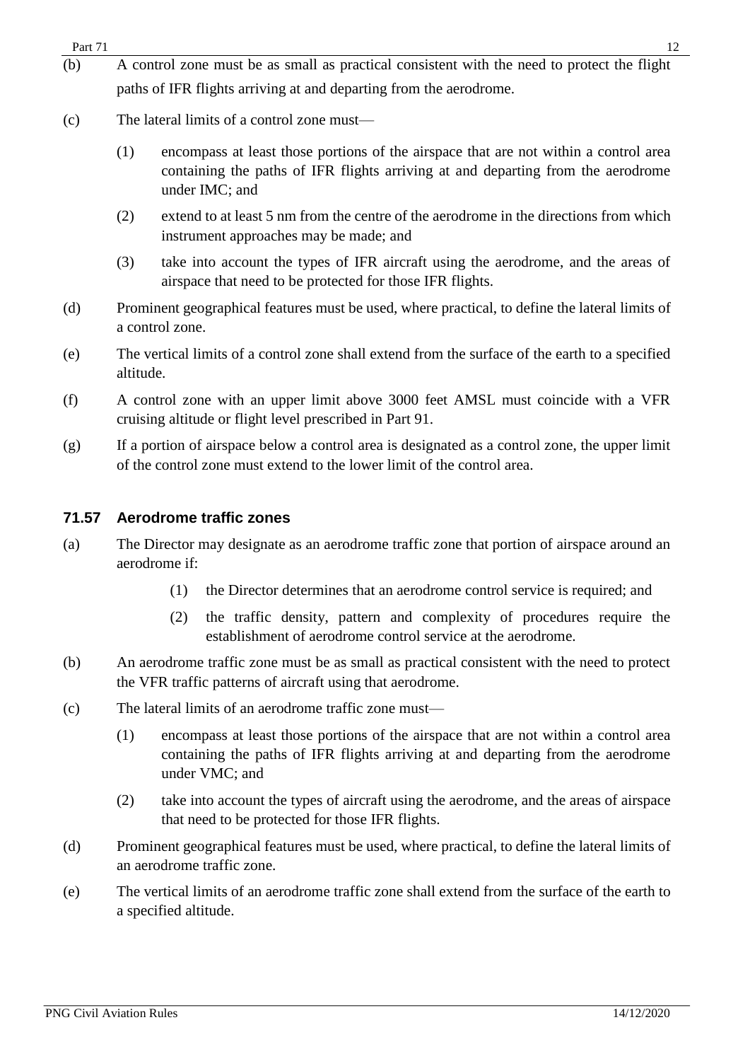(b) A control zone must be as small as practical consistent with the need to protect the flight paths of IFR flights arriving at and departing from the aerodrome.

(c) The lateral limits of a control zone must—

(1) encompass at least those portions of the airspace that are not within a control area containing the paths of IFR flights arriving at and departing from the aerodrome under IMC; and

(2) extend to at least 5 nm from the centre of the aerodrome in the directions from which instrument approaches may be made; and

(3) take into account the types of IFR aircraft using the aerodrome, and the areas of airspace that need to be protected for those IFR flights.

(d) Prominent geographical features must be used, where practical, to define the lateral limits of a control zone.

(e) The vertical limits of a control zone shall extend from the surface of the earth to a specified altitude.

(f) A control zone with an upper limit above 3000 feet AMSL must coincide with a VFR cruising altitude or flight level prescribed in Part 91.

(g) If a portion of airspace below a control area is designated as a control zone, the upper limit of the control zone must extend to the lower limit of the control area.

### 71.57 Aerodrome traffic zones

(a) The Director may designate as an aerodrome traffic zone that portion of airspace around an aerodrome if:

(1) the Director determines that an aerodrome control service is required; and

(2) the traffic density, pattern and complexity of procedures require the establishment of aerodrome control service at the aerodrome.

(b) An aerodrome traffic zone must be as small as practical consistent with the need to protect the VFR traffic patterns of aircraft using that aerodrome.

(c) The lateral limits of an aerodrome traffic zone must—

(1) encompass at least those portions of the airspace that are not within a control area containing the paths of IFR flights arriving at and departing from the aerodrome under VMC; and

(2) take into account the types of aircraft using the aerodrome, and the areas of airspace that need to be protected for those IFR flights.

(d) Prominent geographical features must be used, where practical, to define the lateral limits of an aerodrome traffic zone.

(e) The vertical limits of an aerodrome traffic zone shall extend from the surface of the earth to a specified altitude.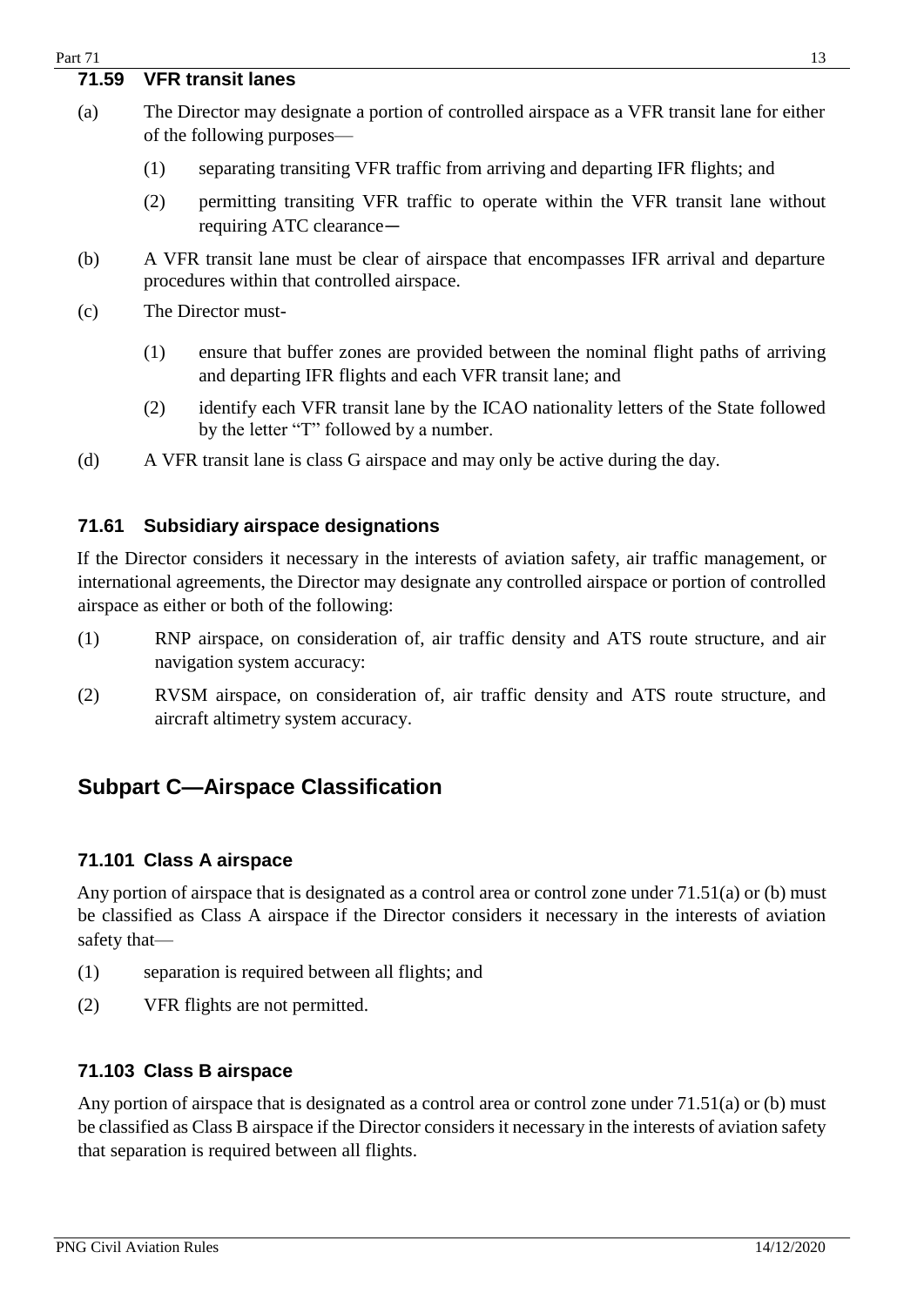### 71.59 VFR transit lanes

(a) The Director may designate a portion of controlled airspace as a VFR transit lane for either of the following purposes—

(1) separating transiting VFR traffic from arriving and departing IFR flights; and

(2) permitting transiting VFR traffic to operate within the VFR transit lane without requiring ATC clearance—

(b) A VFR transit lane must be clear of airspace that encompasses IFR arrival and departure procedures within that controlled airspace.

(c) The Director must-

(1) ensure that buffer zones are provided between the nominal flight paths of arriving and departing IFR flights and each VFR transit lane; and

(2) identify each VFR transit lane by the ICAO nationality letters of the State followed by the letter "T" followed by a number.

(d) A VFR transit lane is class G airspace and may only be active during the day.

### 71.61 Subsidiary airspace designations

If the Director considers it necessary in the interests of aviation safety, air traffic management, or international agreements, the Director may designate any controlled airspace or portion of controlled airspace as either or both of the following:

(1) RNP airspace, on consideration of, air traffic density and ATS route structure, and air navigation system accuracy:

(2) RVSM airspace, on consideration of, air traffic density and ATS route structure, and aircraft altimetry system accuracy.

## Subpart C—Airspace Classification

### 71.101 Class A airspace

Any portion of airspace that is designated as a control area or control zone under 71.51(a) or (b) must be classified as Class A airspace if the Director considers it necessary in the interests of aviation safety that—

(1) separation is required between all flights; and

(2) VFR flights are not permitted.

### 71.103 Class B airspace

Any portion of airspace that is designated as a control area or control zone under 71.51(a) or (b) must be classified as Class B airspace if the Director considers it necessary in the interests of aviation safety that separation is required between all flights.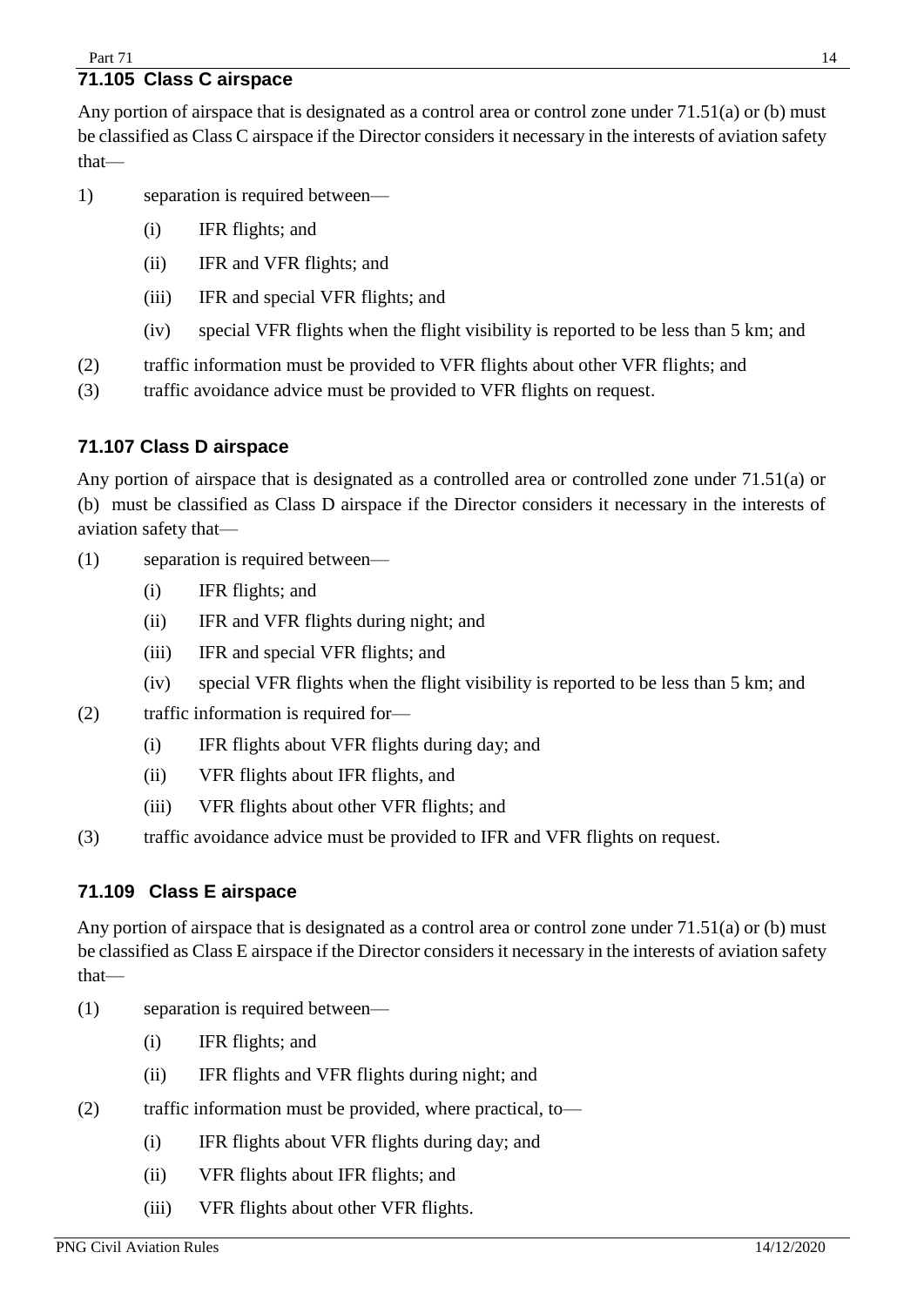### 71.105 Class C airspace

Any portion of airspace that is designated as a control area or control zone under 71.51(a) or (b) must be classified as Class C airspace if the Director considers it necessary in the interests of aviation safety that—

1) separation is required between—

   (i) IFR flights; and

   (ii) IFR and VFR flights; and

   (iii) IFR and special VFR flights; and

   (iv) special VFR flights when the flight visibility is reported to be less than 5 km; and

(2) traffic information must be provided to VFR flights about other VFR flights; and

(3) traffic avoidance advice must be provided to VFR flights on request.

### 71.107 Class D airspace

Any portion of airspace that is designated as a controlled area or controlled zone under 71.51(a) or (b) must be classified as Class D airspace if the Director considers it necessary in the interests of aviation safety that—

(1) separation is required between—

   (i) IFR flights; and

   (ii) IFR and VFR flights during night; and

   (iii) IFR and special VFR flights; and

   (iv) special VFR flights when the flight visibility is reported to be less than 5 km; and

(2) traffic information is required for—

   (i) IFR flights about VFR flights during day; and

   (ii) VFR flights about IFR flights, and

   (iii) VFR flights about other VFR flights; and

(3) traffic avoidance advice must be provided to IFR and VFR flights on request.

### 71.109 Class E airspace

Any portion of airspace that is designated as a control area or control zone under 71.51(a) or (b) must be classified as Class E airspace if the Director considers it necessary in the interests of aviation safety that—

(1) separation is required between—

   (i) IFR flights; and

   (ii) IFR flights and VFR flights during night; and

(2) traffic information must be provided, where practical, to—

   (i) IFR flights about VFR flights during day; and

   (ii) VFR flights about IFR flights; and

   (iii) VFR flights about other VFR flights.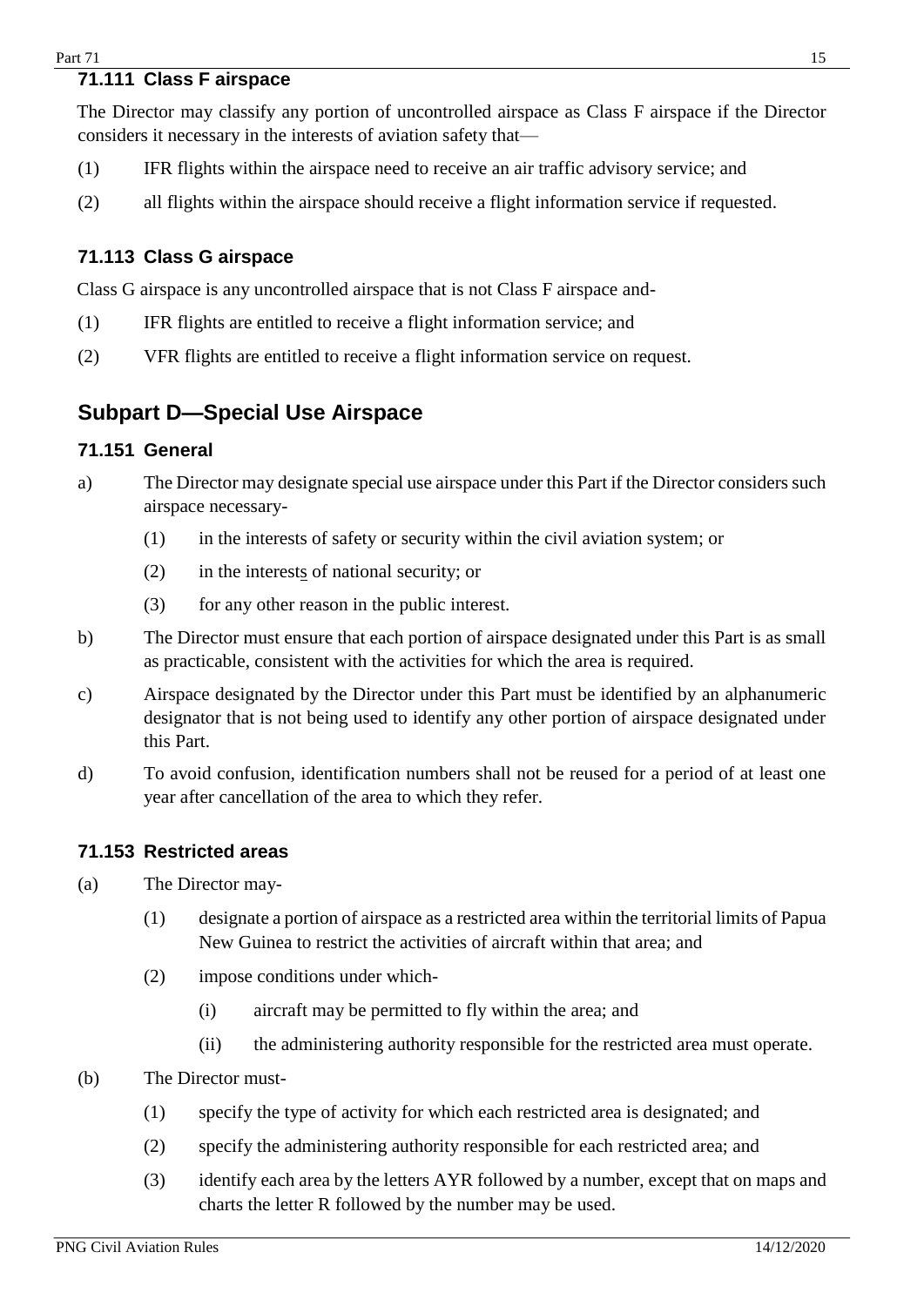### 71.111 Class F airspace

The Director may classify any portion of uncontrolled airspace as Class F airspace if the Director considers it necessary in the interests of aviation safety that—

(1) IFR flights within the airspace need to receive an air traffic advisory service; and

(2) all flights within the airspace should receive a flight information service if requested.

### 71.113 Class G airspace

Class G airspace is any uncontrolled airspace that is not Class F airspace and-

(1) IFR flights are entitled to receive a flight information service; and

(2) VFR flights are entitled to receive a flight information service on request.

## Subpart D—Special Use Airspace

### 71.151 General

a) The Director may designate special use airspace under this Part if the Director considers such airspace necessary-

 (1) in the interests of safety or security within the civil aviation system; or

 (2) in the interests of national security; or

 (3) for any other reason in the public interest.

b) The Director must ensure that each portion of airspace designated under this Part is as small as practicable, consistent with the activities for which the area is required.

c) Airspace designated by the Director under this Part must be identified by an alphanumeric designator that is not being used to identify any other portion of airspace designated under this Part.

d) To avoid confusion, identification numbers shall not be reused for a period of at least one year after cancellation of the area to which they refer.

### 71.153 Restricted areas

(a) The Director may-

 (1) designate a portion of airspace as a restricted area within the territorial limits of Papua New Guinea to restrict the activities of aircraft within that area; and

 (2) impose conditions under which-

  (i) aircraft may be permitted to fly within the area; and

  (ii) the administering authority responsible for the restricted area must operate.

(b) The Director must-

 (1) specify the type of activity for which each restricted area is designated; and

 (2) specify the administering authority responsible for each restricted area; and

 (3) identify each area by the letters AYR followed by a number, except that on maps and charts the letter R followed by the number may be used.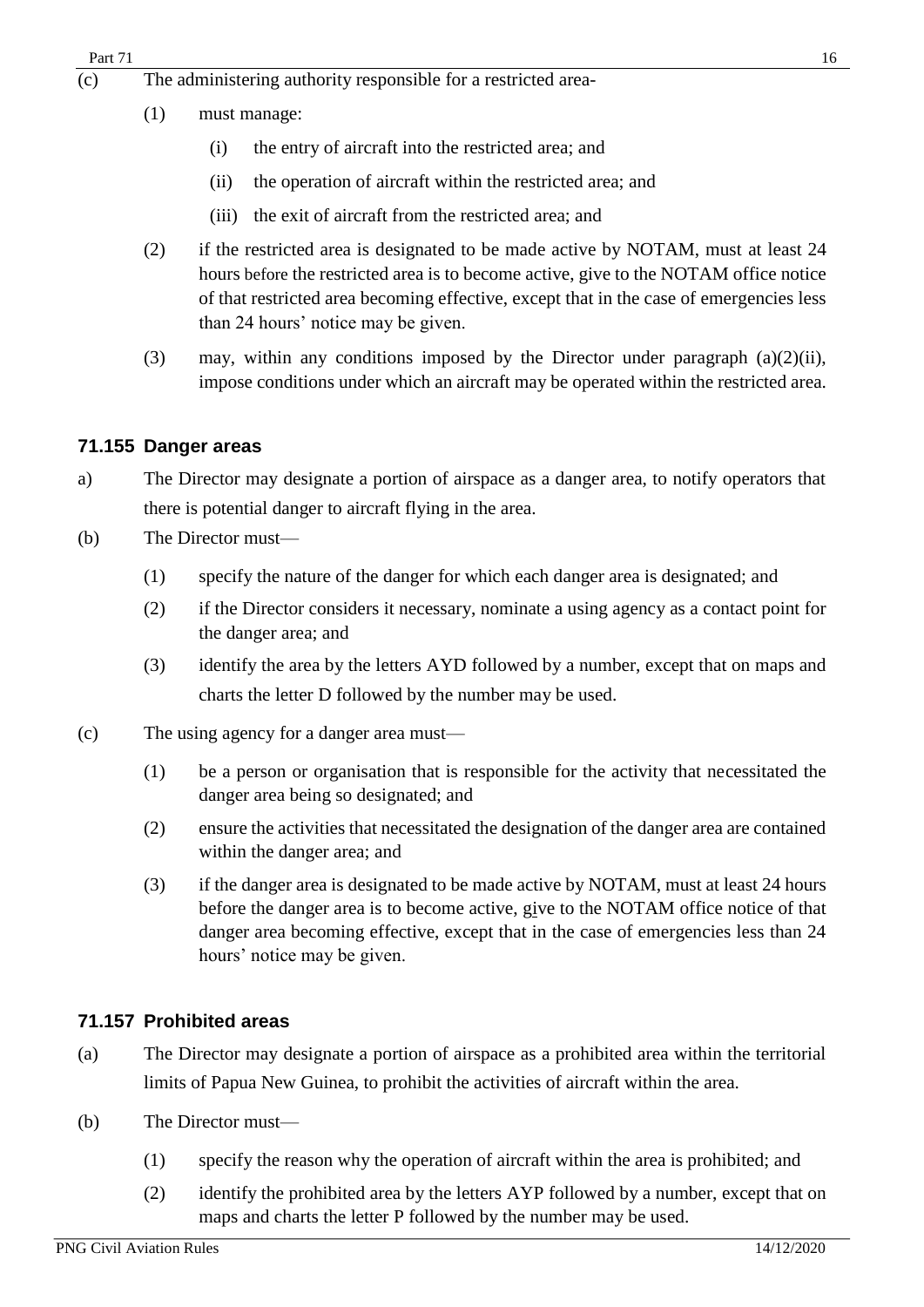(c) The administering authority responsible for a restricted area-

(1) must manage:

(i) the entry of aircraft into the restricted area; and

(ii) the operation of aircraft within the restricted area; and

(iii) the exit of aircraft from the restricted area; and

(2) if the restricted area is designated to be made active by NOTAM, must at least 24 hours before the restricted area is to become active, give to the NOTAM office notice of that restricted area becoming effective, except that in the case of emergencies less than 24 hours' notice may be given.

(3) may, within any conditions imposed by the Director under paragraph (a)(2)(ii), impose conditions under which an aircraft may be operated within the restricted area.

### 71.155 Danger areas

a) The Director may designate a portion of airspace as a danger area, to notify operators that there is potential danger to aircraft flying in the area.

(b) The Director must—

(1) specify the nature of the danger for which each danger area is designated; and

(2) if the Director considers it necessary, nominate a using agency as a contact point for the danger area; and

(3) identify the area by the letters AYD followed by a number, except that on maps and charts the letter D followed by the number may be used.

(c) The using agency for a danger area must—

(1) be a person or organisation that is responsible for the activity that necessitated the danger area being so designated; and

(2) ensure the activities that necessitated the designation of the danger area are contained within the danger area; and

(3) if the danger area is designated to be made active by NOTAM, must at least 24 hours before the danger area is to become active, give to the NOTAM office notice of that danger area becoming effective, except that in the case of emergencies less than 24 hours' notice may be given.

### 71.157 Prohibited areas

(a) The Director may designate a portion of airspace as a prohibited area within the territorial limits of Papua New Guinea, to prohibit the activities of aircraft within the area.

(b) The Director must—

(1) specify the reason why the operation of aircraft within the area is prohibited; and

(2) identify the prohibited area by the letters AYP followed by a number, except that on maps and charts the letter P followed by the number may be used.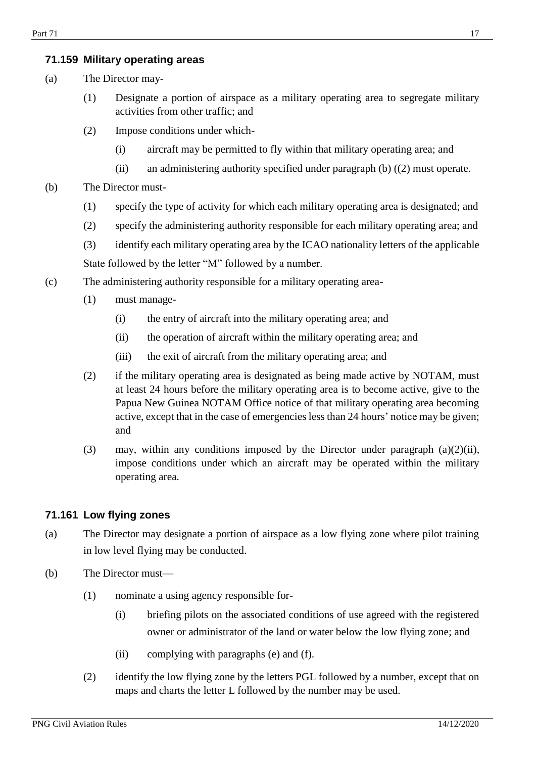### 71.159 Military operating areas

(a) The Director may-

(1) Designate a portion of airspace as a military operating area to segregate military activities from other traffic; and

(2) Impose conditions under which-

(i) aircraft may be permitted to fly within that military operating area; and

(ii) an administering authority specified under paragraph (b) ((2) must operate.

(b) The Director must-

(1) specify the type of activity for which each military operating area is designated; and

(2) specify the administering authority responsible for each military operating area; and

(3) identify each military operating area by the ICAO nationality letters of the applicable State followed by the letter "M" followed by a number.

(c) The administering authority responsible for a military operating area-

(1) must manage-

(i) the entry of aircraft into the military operating area; and

(ii) the operation of aircraft within the military operating area; and

(iii) the exit of aircraft from the military operating area; and

(2) if the military operating area is designated as being made active by NOTAM, must at least 24 hours before the military operating area is to become active, give to the Papua New Guinea NOTAM Office notice of that military operating area becoming active, except that in the case of emergencies less than 24 hours' notice may be given; and

(3) may, within any conditions imposed by the Director under paragraph (a)(2)(ii), impose conditions under which an aircraft may be operated within the military operating area.

### 71.161 Low flying zones

(a) The Director may designate a portion of airspace as a low flying zone where pilot training in low level flying may be conducted.

(b) The Director must—

(1) nominate a using agency responsible for-

(i) briefing pilots on the associated conditions of use agreed with the registered owner or administrator of the land or water below the low flying zone; and

(ii) complying with paragraphs (e) and (f).

(2) identify the low flying zone by the letters PGL followed by a number, except that on maps and charts the letter L followed by the number may be used.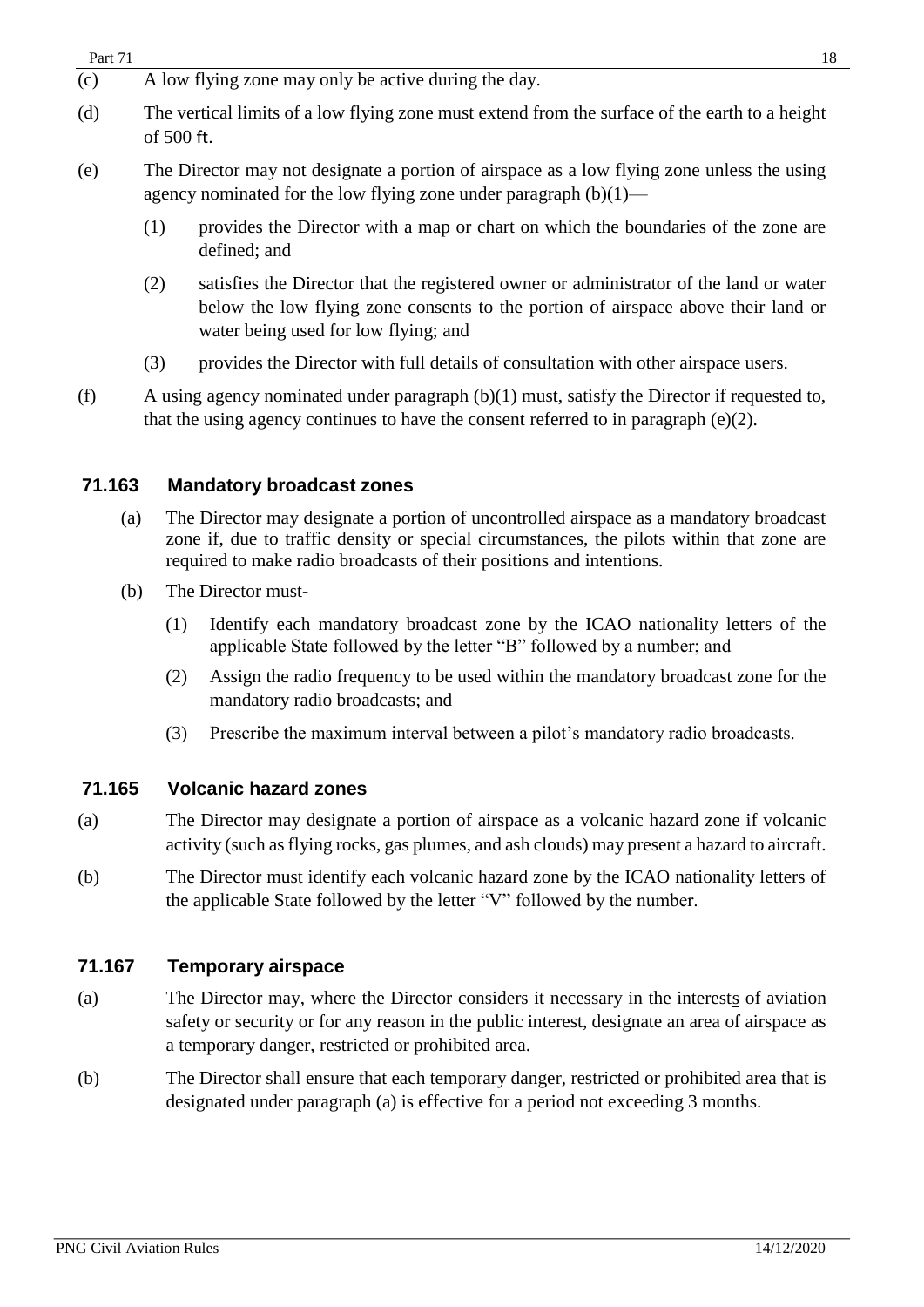(c) A low flying zone may only be active during the day.

(d) The vertical limits of a low flying zone must extend from the surface of the earth to a height of 500 ft.

(e) The Director may not designate a portion of airspace as a low flying zone unless the using agency nominated for the low flying zone under paragraph (b)(1)—

  (1) provides the Director with a map or chart on which the boundaries of the zone are defined; and

  (2) satisfies the Director that the registered owner or administrator of the land or water below the low flying zone consents to the portion of airspace above their land or water being used for low flying; and

  (3) provides the Director with full details of consultation with other airspace users.

(f) A using agency nominated under paragraph (b)(1) must, satisfy the Director if requested to, that the using agency continues to have the consent referred to in paragraph (e)(2).

## 71.163 Mandatory broadcast zones

(a) The Director may designate a portion of uncontrolled airspace as a mandatory broadcast zone if, due to traffic density or special circumstances, the pilots within that zone are required to make radio broadcasts of their positions and intentions.

(b) The Director must-

  (1) Identify each mandatory broadcast zone by the ICAO nationality letters of the applicable State followed by the letter "B" followed by a number; and

  (2) Assign the radio frequency to be used within the mandatory broadcast zone for the mandatory radio broadcasts; and

  (3) Prescribe the maximum interval between a pilot's mandatory radio broadcasts.

## 71.165 Volcanic hazard zones

(a) The Director may designate a portion of airspace as a volcanic hazard zone if volcanic activity (such as flying rocks, gas plumes, and ash clouds) may present a hazard to aircraft.

(b) The Director must identify each volcanic hazard zone by the ICAO nationality letters of the applicable State followed by the letter "V" followed by the number.

## 71.167 Temporary airspace

(a) The Director may, where the Director considers it necessary in the interests of aviation safety or security or for any reason in the public interest, designate an area of airspace as a temporary danger, restricted or prohibited area.

(b) The Director shall ensure that each temporary danger, restricted or prohibited area that is designated under paragraph (a) is effective for a period not exceeding 3 months.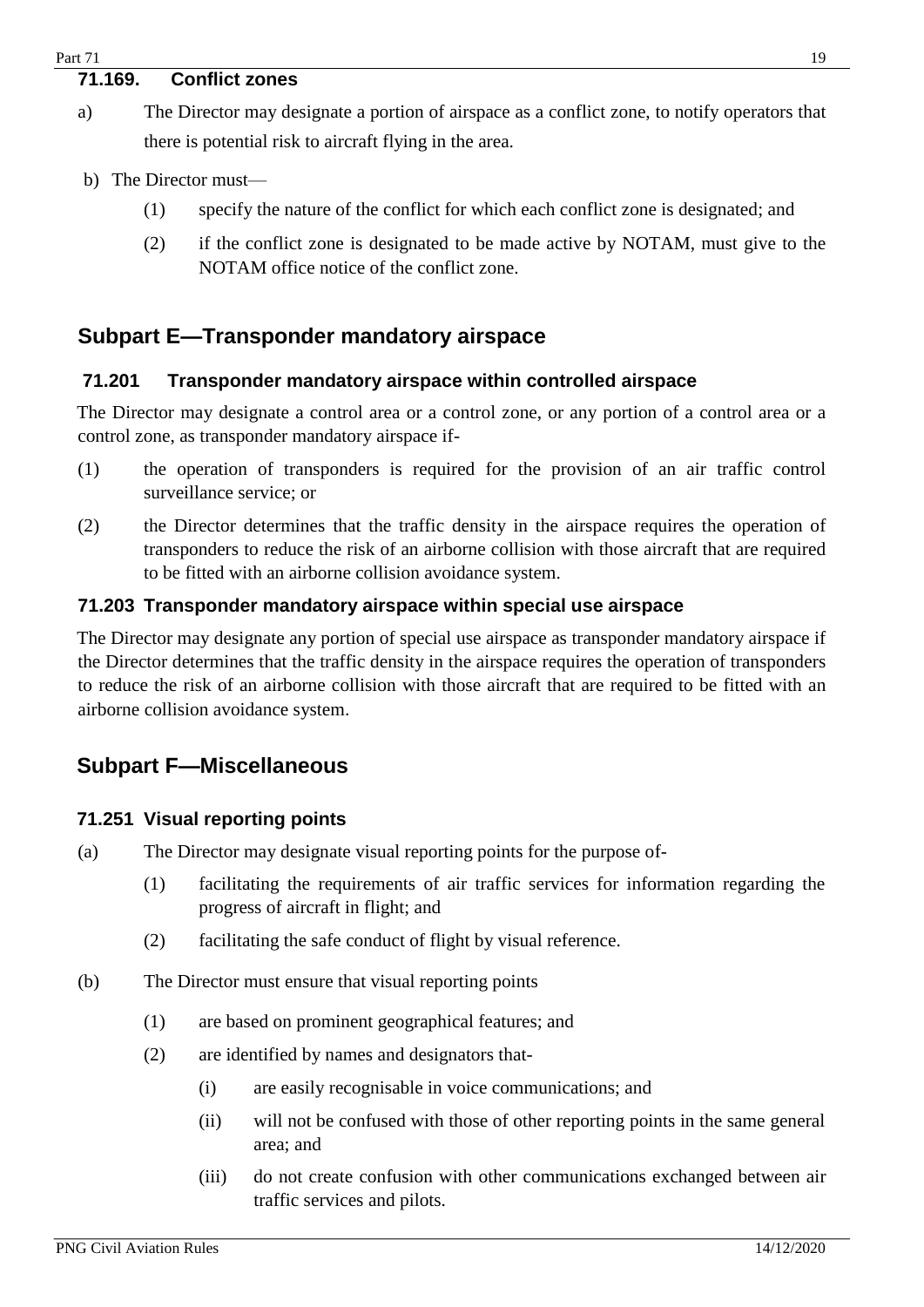### 71.169. Conflict zones

a) The Director may designate a portion of airspace as a conflict zone, to notify operators that there is potential risk to aircraft flying in the area.

b) The Director must—

(1) specify the nature of the conflict for which each conflict zone is designated; and

(2) if the conflict zone is designated to be made active by NOTAM, must give to the NOTAM office notice of the conflict zone.

## Subpart E—Transponder mandatory airspace

### 71.201 Transponder mandatory airspace within controlled airspace

The Director may designate a control area or a control zone, or any portion of a control area or a control zone, as transponder mandatory airspace if-

(1) the operation of transponders is required for the provision of an air traffic control surveillance service; or

(2) the Director determines that the traffic density in the airspace requires the operation of transponders to reduce the risk of an airborne collision with those aircraft that are required to be fitted with an airborne collision avoidance system.

### 71.203 Transponder mandatory airspace within special use airspace

The Director may designate any portion of special use airspace as transponder mandatory airspace if the Director determines that the traffic density in the airspace requires the operation of transponders to reduce the risk of an airborne collision with those aircraft that are required to be fitted with an airborne collision avoidance system.

## Subpart F—Miscellaneous

### 71.251 Visual reporting points

(a) The Director may designate visual reporting points for the purpose of-

(1) facilitating the requirements of air traffic services for information regarding the progress of aircraft in flight; and

(2) facilitating the safe conduct of flight by visual reference.

(b) The Director must ensure that visual reporting points

(1) are based on prominent geographical features; and

(2) are identified by names and designators that-

(i) are easily recognisable in voice communications; and

(ii) will not be confused with those of other reporting points in the same general area; and

(iii) do not create confusion with other communications exchanged between air traffic services and pilots.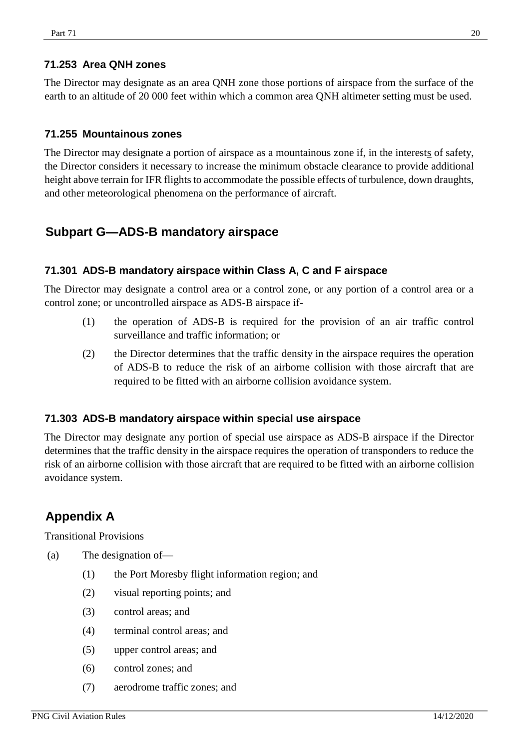### 71.253 Area QNH zones

The Director may designate as an area QNH zone those portions of airspace from the surface of the earth to an altitude of 20 000 feet within which a common area QNH altimeter setting must be used.

### 71.255 Mountainous zones

The Director may designate a portion of airspace as a mountainous zone if, in the interests of safety, the Director considers it necessary to increase the minimum obstacle clearance to provide additional height above terrain for IFR flights to accommodate the possible effects of turbulence, down draughts, and other meteorological phenomena on the performance of aircraft.

## Subpart G—ADS-B mandatory airspace

### 71.301 ADS-B mandatory airspace within Class A, C and F airspace

The Director may designate a control area or a control zone, or any portion of a control area or a control zone; or uncontrolled airspace as ADS-B airspace if-

(1) the operation of ADS-B is required for the provision of an air traffic control surveillance and traffic information; or

(2) the Director determines that the traffic density in the airspace requires the operation of ADS-B to reduce the risk of an airborne collision with those aircraft that are required to be fitted with an airborne collision avoidance system.

### 71.303 ADS-B mandatory airspace within special use airspace

The Director may designate any portion of special use airspace as ADS-B airspace if the Director determines that the traffic density in the airspace requires the operation of transponders to reduce the risk of an airborne collision with those aircraft that are required to be fitted with an airborne collision avoidance system.

## Appendix A

Transitional Provisions

(a) The designation of—

(1) the Port Moresby flight information region; and

(2) visual reporting points; and

(3) control areas; and

(4) terminal control areas; and

(5) upper control areas; and

(6) control zones; and

(7) aerodrome traffic zones; and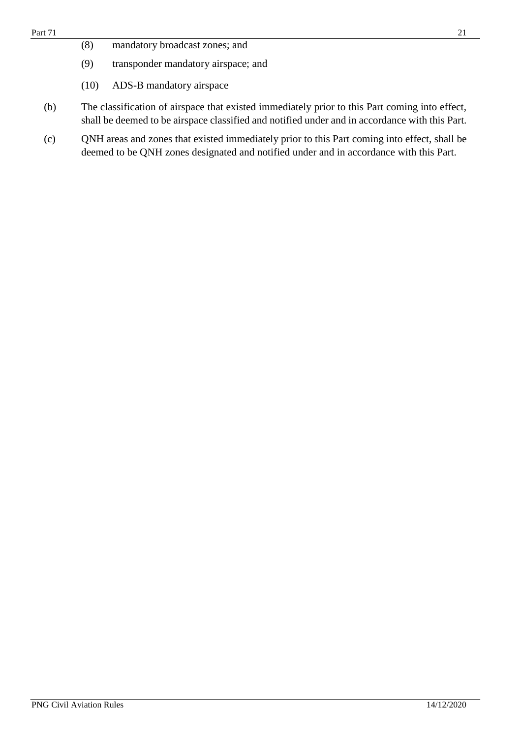(8) mandatory broadcast zones; and

(9) transponder mandatory airspace; and

(10) ADS-B mandatory airspace

(b) The classification of airspace that existed immediately prior to this Part coming into effect, shall be deemed to be airspace classified and notified under and in accordance with this Part.

(c) QNH areas and zones that existed immediately prior to this Part coming into effect, shall be deemed to be QNH zones designated and notified under and in accordance with this Part.